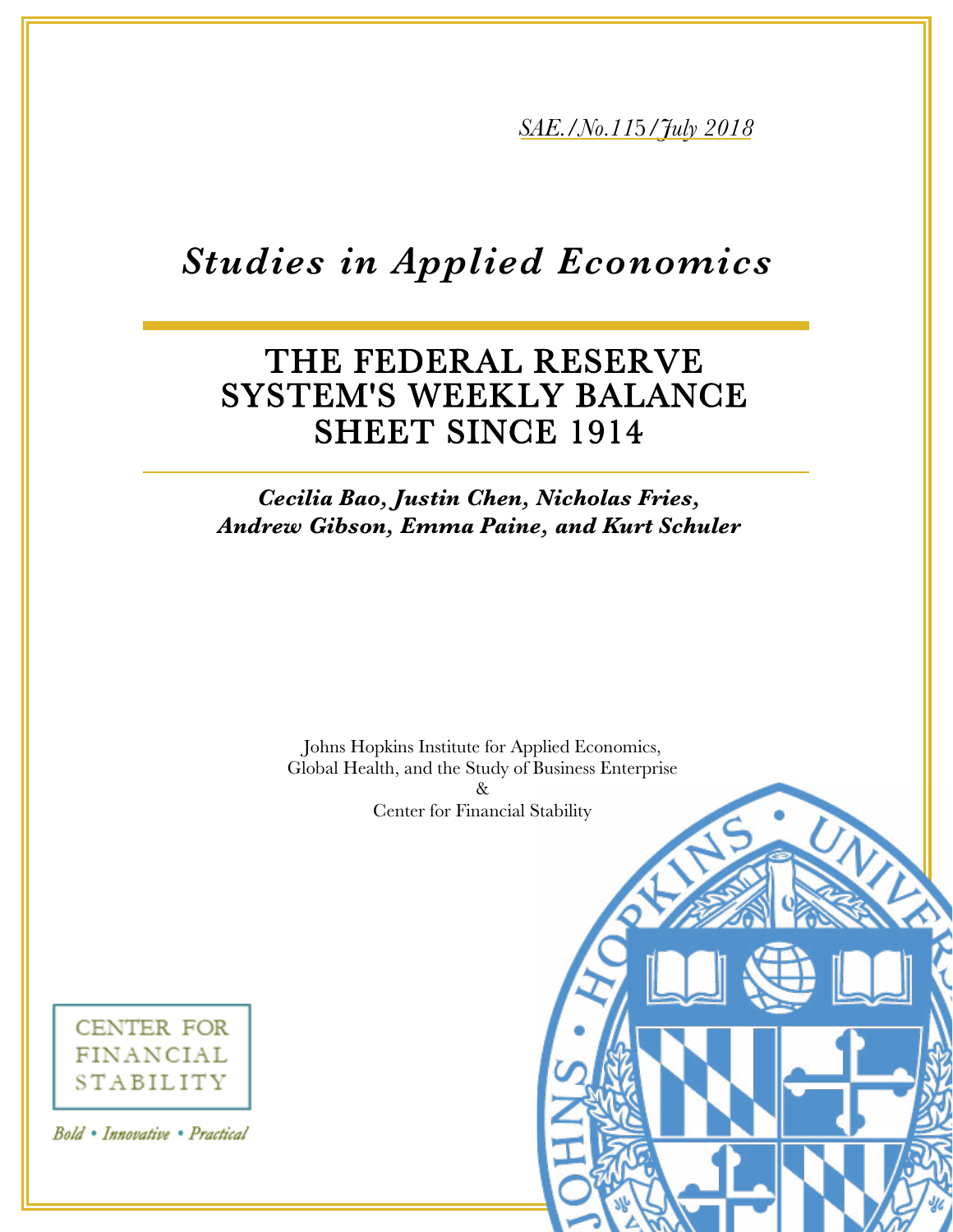*SAE./No.115/July 2018*

# *Studies in Applied Economics*

## THE FEDERAL RESERVE SYSTEM'S WEEKLY BALANCE SHEET SINCE 1914

***Cecilia Bao, Justin Chen, Nicholas Fries, Andrew Gibson, Emma Paine, and Kurt Schuler***

Johns Hopkins Institute for Applied Economics, Global Health, and the Study of Business Enterprise
&
Center for Financial Stability

CENTER FOR FINANCIAL STABILITY

*Bold • Innovative • Practical*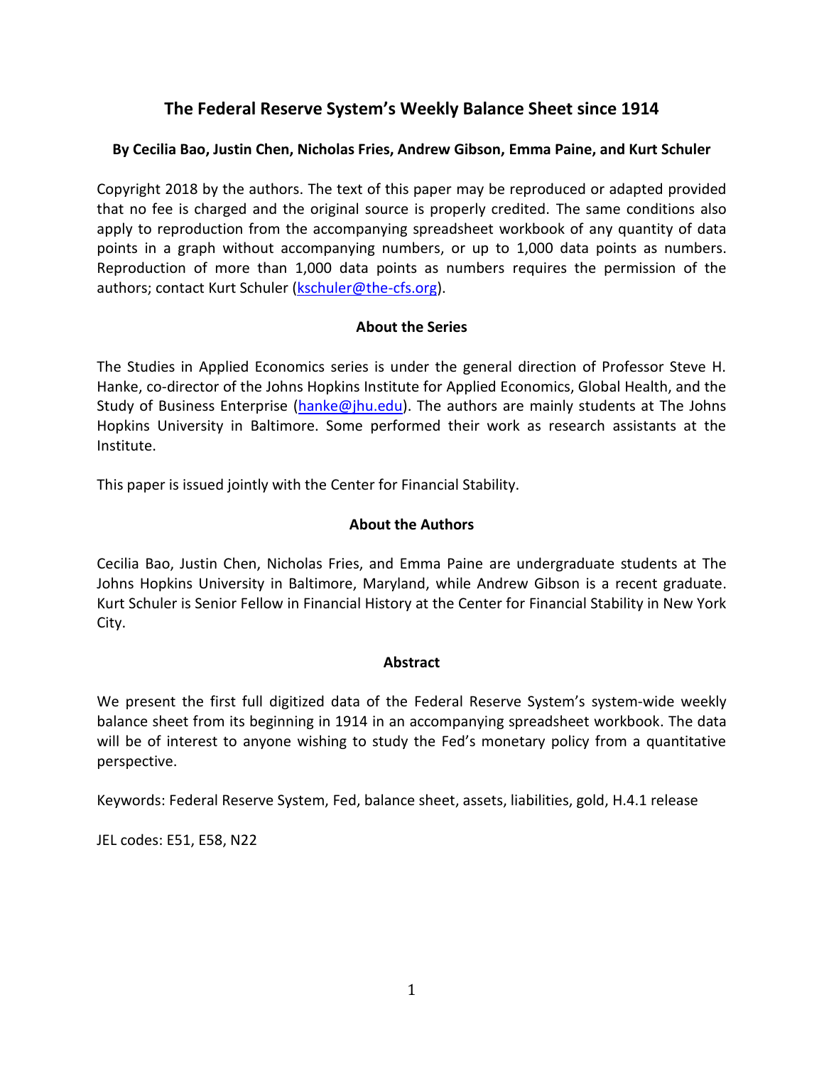# The Federal Reserve System's Weekly Balance Sheet since 1914

**By Cecilia Bao, Justin Chen, Nicholas Fries, Andrew Gibson, Emma Paine, and Kurt Schuler**

Copyright 2018 by the authors. The text of this paper may be reproduced or adapted provided that no fee is charged and the original source is properly credited. The same conditions also apply to reproduction from the accompanying spreadsheet workbook of any quantity of data points in a graph without accompanying numbers, or up to 1,000 data points as numbers. Reproduction of more than 1,000 data points as numbers requires the permission of the authors; contact Kurt Schuler (kschuler@the-cfs.org).

**About the Series**

The Studies in Applied Economics series is under the general direction of Professor Steve H. Hanke, co-director of the Johns Hopkins Institute for Applied Economics, Global Health, and the Study of Business Enterprise (hanke@jhu.edu). The authors are mainly students at The Johns Hopkins University in Baltimore. Some performed their work as research assistants at the Institute.

This paper is issued jointly with the Center for Financial Stability.

**About the Authors**

Cecilia Bao, Justin Chen, Nicholas Fries, and Emma Paine are undergraduate students at The Johns Hopkins University in Baltimore, Maryland, while Andrew Gibson is a recent graduate. Kurt Schuler is Senior Fellow in Financial History at the Center for Financial Stability in New York City.

**Abstract**

We present the first full digitized data of the Federal Reserve System's system-wide weekly balance sheet from its beginning in 1914 in an accompanying spreadsheet workbook. The data will be of interest to anyone wishing to study the Fed's monetary policy from a quantitative perspective.

Keywords: Federal Reserve System, Fed, balance sheet, assets, liabilities, gold, H.4.1 release

JEL codes: E51, E58, N22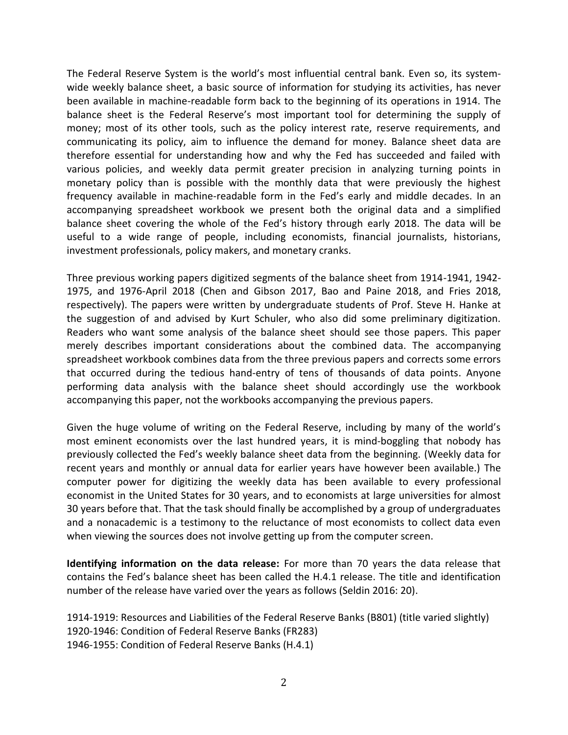The Federal Reserve System is the world's most influential central bank. Even so, its system-wide weekly balance sheet, a basic source of information for studying its activities, has never been available in machine-readable form back to the beginning of its operations in 1914. The balance sheet is the Federal Reserve's most important tool for determining the supply of money; most of its other tools, such as the policy interest rate, reserve requirements, and communicating its policy, aim to influence the demand for money. Balance sheet data are therefore essential for understanding how and why the Fed has succeeded and failed with various policies, and weekly data permit greater precision in analyzing turning points in monetary policy than is possible with the monthly data that were previously the highest frequency available in machine-readable form in the Fed's early and middle decades. In an accompanying spreadsheet workbook we present both the original data and a simplified balance sheet covering the whole of the Fed's history through early 2018. The data will be useful to a wide range of people, including economists, financial journalists, historians, investment professionals, policy makers, and monetary cranks.

Three previous working papers digitized segments of the balance sheet from 1914-1941, 1942-1975, and 1976-April 2018 (Chen and Gibson 2017, Bao and Paine 2018, and Fries 2018, respectively). The papers were written by undergraduate students of Prof. Steve H. Hanke at the suggestion of and advised by Kurt Schuler, who also did some preliminary digitization. Readers who want some analysis of the balance sheet should see those papers. This paper merely describes important considerations about the combined data. The accompanying spreadsheet workbook combines data from the three previous papers and corrects some errors that occurred during the tedious hand-entry of tens of thousands of data points. Anyone performing data analysis with the balance sheet should accordingly use the workbook accompanying this paper, not the workbooks accompanying the previous papers.

Given the huge volume of writing on the Federal Reserve, including by many of the world's most eminent economists over the last hundred years, it is mind-boggling that nobody has previously collected the Fed's weekly balance sheet data from the beginning. (Weekly data for recent years and monthly or annual data for earlier years have however been available.) The computer power for digitizing the weekly data has been available to every professional economist in the United States for 30 years, and to economists at large universities for almost 30 years before that. That the task should finally be accomplished by a group of undergraduates and a nonacademic is a testimony to the reluctance of most economists to collect data even when viewing the sources does not involve getting up from the computer screen.

**Identifying information on the data release:** For more than 70 years the data release that contains the Fed's balance sheet has been called the H.4.1 release. The title and identification number of the release have varied over the years as follows (Seldin 2016: 20).

1914-1919: Resources and Liabilities of the Federal Reserve Banks (B801) (title varied slightly)
1920-1946: Condition of Federal Reserve Banks (FR283)
1946-1955: Condition of Federal Reserve Banks (H.4.1)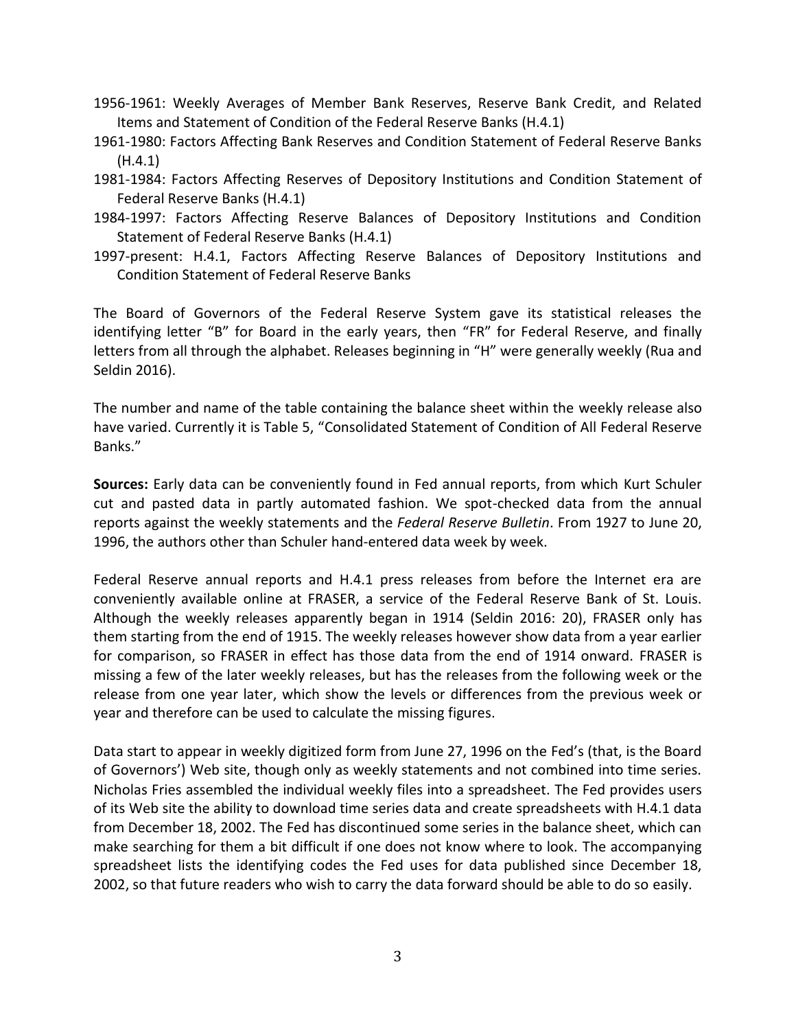1956-1961: Weekly Averages of Member Bank Reserves, Reserve Bank Credit, and Related Items and Statement of Condition of the Federal Reserve Banks (H.4.1)

1961-1980: Factors Affecting Bank Reserves and Condition Statement of Federal Reserve Banks (H.4.1)

1981-1984: Factors Affecting Reserves of Depository Institutions and Condition Statement of Federal Reserve Banks (H.4.1)

1984-1997: Factors Affecting Reserve Balances of Depository Institutions and Condition Statement of Federal Reserve Banks (H.4.1)

1997-present: H.4.1, Factors Affecting Reserve Balances of Depository Institutions and Condition Statement of Federal Reserve Banks

The Board of Governors of the Federal Reserve System gave its statistical releases the identifying letter "B" for Board in the early years, then "FR" for Federal Reserve, and finally letters from all through the alphabet. Releases beginning in "H" were generally weekly (Rua and Seldin 2016).

The number and name of the table containing the balance sheet within the weekly release also have varied. Currently it is Table 5, "Consolidated Statement of Condition of All Federal Reserve Banks."

**Sources:** Early data can be conveniently found in Fed annual reports, from which Kurt Schuler cut and pasted data in partly automated fashion. We spot-checked data from the annual reports against the weekly statements and the *Federal Reserve Bulletin*. From 1927 to June 20, 1996, the authors other than Schuler hand-entered data week by week.

Federal Reserve annual reports and H.4.1 press releases from before the Internet era are conveniently available online at FRASER, a service of the Federal Reserve Bank of St. Louis. Although the weekly releases apparently began in 1914 (Seldin 2016: 20), FRASER only has them starting from the end of 1915. The weekly releases however show data from a year earlier for comparison, so FRASER in effect has those data from the end of 1914 onward. FRASER is missing a few of the later weekly releases, but has the releases from the following week or the release from one year later, which show the levels or differences from the previous week or year and therefore can be used to calculate the missing figures.

Data start to appear in weekly digitized form from June 27, 1996 on the Fed's (that, is the Board of Governors') Web site, though only as weekly statements and not combined into time series. Nicholas Fries assembled the individual weekly files into a spreadsheet. The Fed provides users of its Web site the ability to download time series data and create spreadsheets with H.4.1 data from December 18, 2002. The Fed has discontinued some series in the balance sheet, which can make searching for them a bit difficult if one does not know where to look. The accompanying spreadsheet lists the identifying codes the Fed uses for data published since December 18, 2002, so that future readers who wish to carry the data forward should be able to do so easily.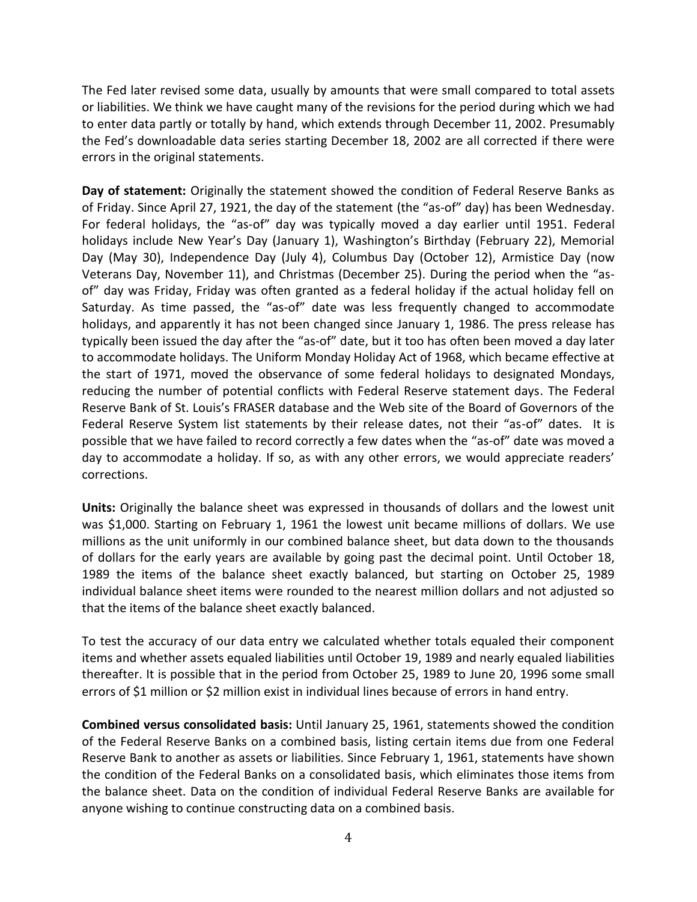The Fed later revised some data, usually by amounts that were small compared to total assets or liabilities. We think we have caught many of the revisions for the period during which we had to enter data partly or totally by hand, which extends through December 11, 2002. Presumably the Fed's downloadable data series starting December 18, 2002 are all corrected if there were errors in the original statements.

**Day of statement:** Originally the statement showed the condition of Federal Reserve Banks as of Friday. Since April 27, 1921, the day of the statement (the "as-of" day) has been Wednesday. For federal holidays, the "as-of" day was typically moved a day earlier until 1951. Federal holidays include New Year's Day (January 1), Washington's Birthday (February 22), Memorial Day (May 30), Independence Day (July 4), Columbus Day (October 12), Armistice Day (now Veterans Day, November 11), and Christmas (December 25). During the period when the "as-of" day was Friday, Friday was often granted as a federal holiday if the actual holiday fell on Saturday. As time passed, the "as-of" date was less frequently changed to accommodate holidays, and apparently it has not been changed since January 1, 1986. The press release has typically been issued the day after the "as-of" date, but it too has often been moved a day later to accommodate holidays. The Uniform Monday Holiday Act of 1968, which became effective at the start of 1971, moved the observance of some federal holidays to designated Mondays, reducing the number of potential conflicts with Federal Reserve statement days. The Federal Reserve Bank of St. Louis's FRASER database and the Web site of the Board of Governors of the Federal Reserve System list statements by their release dates, not their "as-of" dates. It is possible that we have failed to record correctly a few dates when the "as-of" date was moved a day to accommodate a holiday. If so, as with any other errors, we would appreciate readers' corrections.

**Units:** Originally the balance sheet was expressed in thousands of dollars and the lowest unit was $1,000. Starting on February 1, 1961 the lowest unit became millions of dollars. We use millions as the unit uniformly in our combined balance sheet, but data down to the thousands of dollars for the early years are available by going past the decimal point. Until October 18, 1989 the items of the balance sheet exactly balanced, but starting on October 25, 1989 individual balance sheet items were rounded to the nearest million dollars and not adjusted so that the items of the balance sheet exactly balanced.

To test the accuracy of our data entry we calculated whether totals equaled their component items and whether assets equaled liabilities until October 19, 1989 and nearly equaled liabilities thereafter. It is possible that in the period from October 25, 1989 to June 20, 1996 some small errors of $1 million or $2 million exist in individual lines because of errors in hand entry.

**Combined versus consolidated basis:** Until January 25, 1961, statements showed the condition of the Federal Reserve Banks on a combined basis, listing certain items due from one Federal Reserve Bank to another as assets or liabilities. Since February 1, 1961, statements have shown the condition of the Federal Banks on a consolidated basis, which eliminates those items from the balance sheet. Data on the condition of individual Federal Reserve Banks are available for anyone wishing to continue constructing data on a combined basis.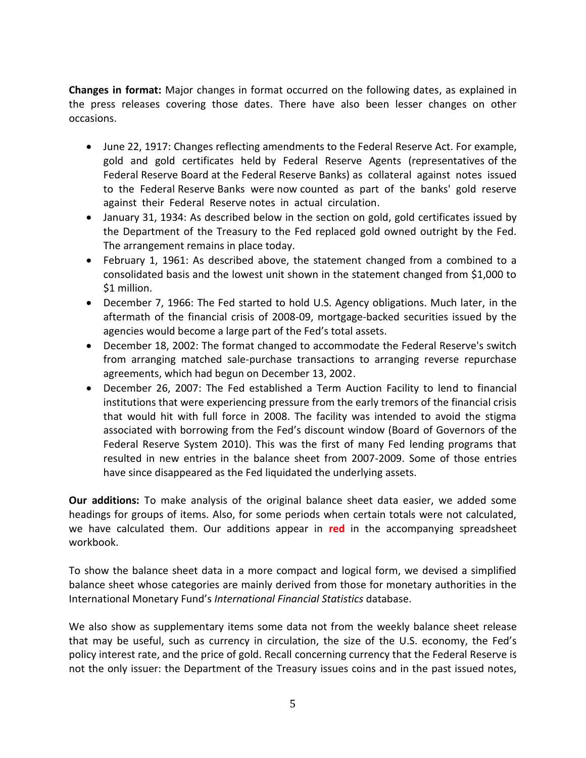**Changes in format:** Major changes in format occurred on the following dates, as explained in the press releases covering those dates. There have also been lesser changes on other occasions.

- June 22, 1917: Changes reflecting amendments to the Federal Reserve Act. For example, gold and gold certificates held by Federal Reserve Agents (representatives of the Federal Reserve Board at the Federal Reserve Banks) as collateral against notes issued to the Federal Reserve Banks were now counted as part of the banks' gold reserve against their Federal Reserve notes in actual circulation.
- January 31, 1934: As described below in the section on gold, gold certificates issued by the Department of the Treasury to the Fed replaced gold owned outright by the Fed. The arrangement remains in place today.
- February 1, 1961: As described above, the statement changed from a combined to a consolidated basis and the lowest unit shown in the statement changed from $1,000 to $1 million.
- December 7, 1966: The Fed started to hold U.S. Agency obligations. Much later, in the aftermath of the financial crisis of 2008-09, mortgage-backed securities issued by the agencies would become a large part of the Fed's total assets.
- December 18, 2002: The format changed to accommodate the Federal Reserve's switch from arranging matched sale-purchase transactions to arranging reverse repurchase agreements, which had begun on December 13, 2002.
- December 26, 2007: The Fed established a Term Auction Facility to lend to financial institutions that were experiencing pressure from the early tremors of the financial crisis that would hit with full force in 2008. The facility was intended to avoid the stigma associated with borrowing from the Fed's discount window (Board of Governors of the Federal Reserve System 2010). This was the first of many Fed lending programs that resulted in new entries in the balance sheet from 2007-2009. Some of those entries have since disappeared as the Fed liquidated the underlying assets.

**Our additions:** To make analysis of the original balance sheet data easier, we added some headings for groups of items. Also, for some periods when certain totals were not calculated, we have calculated them. Our additions appear in **red** in the accompanying spreadsheet workbook.

To show the balance sheet data in a more compact and logical form, we devised a simplified balance sheet whose categories are mainly derived from those for monetary authorities in the International Monetary Fund's *International Financial Statistics* database.

We also show as supplementary items some data not from the weekly balance sheet release that may be useful, such as currency in circulation, the size of the U.S. economy, the Fed's policy interest rate, and the price of gold. Recall concerning currency that the Federal Reserve is not the only issuer: the Department of the Treasury issues coins and in the past issued notes,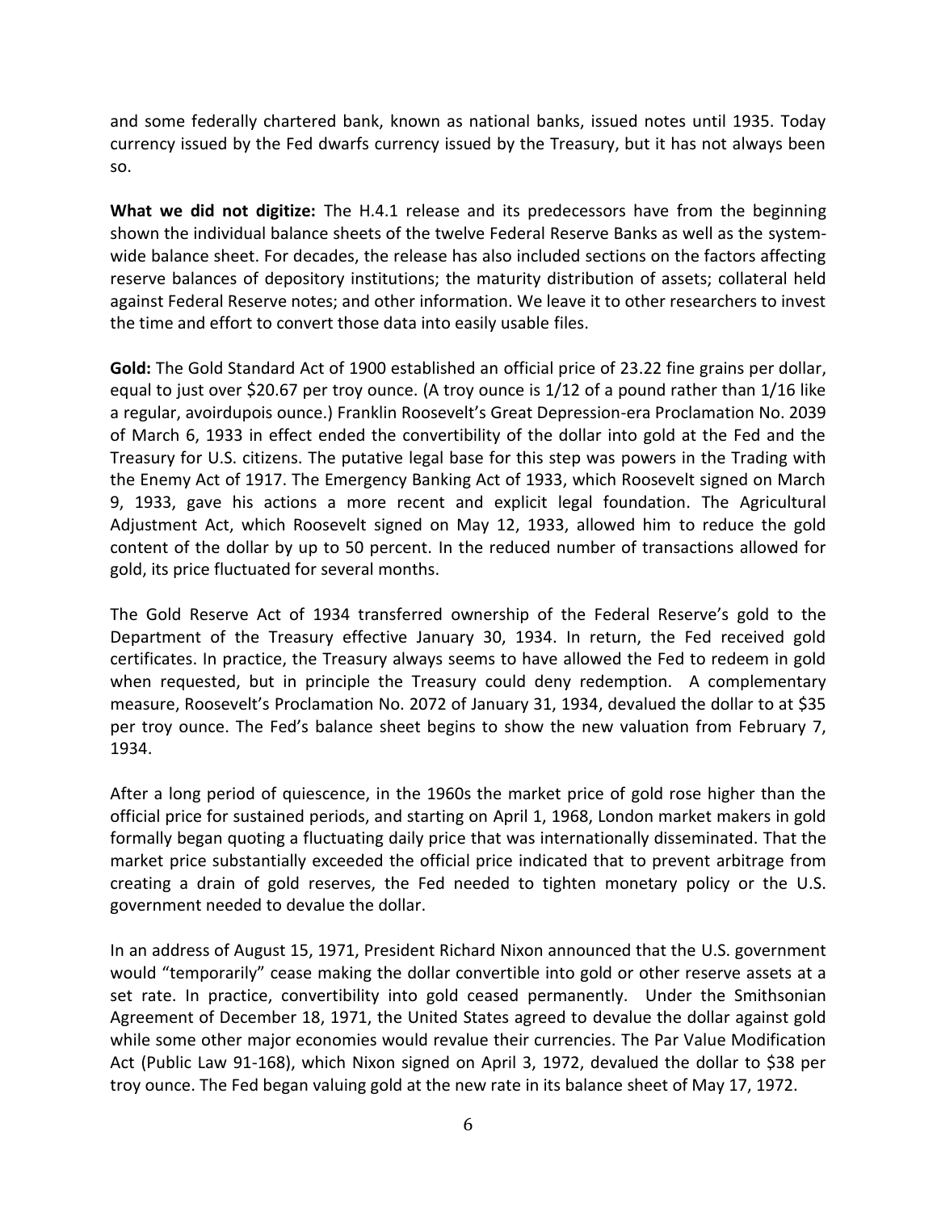and some federally chartered bank, known as national banks, issued notes until 1935. Today currency issued by the Fed dwarfs currency issued by the Treasury, but it has not always been so.

**What we did not digitize:** The H.4.1 release and its predecessors have from the beginning shown the individual balance sheets of the twelve Federal Reserve Banks as well as the system-wide balance sheet. For decades, the release has also included sections on the factors affecting reserve balances of depository institutions; the maturity distribution of assets; collateral held against Federal Reserve notes; and other information. We leave it to other researchers to invest the time and effort to convert those data into easily usable files.

**Gold:** The Gold Standard Act of 1900 established an official price of 23.22 fine grains per dollar, equal to just over $20.67 per troy ounce. (A troy ounce is 1/12 of a pound rather than 1/16 like a regular, avoirdupois ounce.) Franklin Roosevelt's Great Depression-era Proclamation No. 2039 of March 6, 1933 in effect ended the convertibility of the dollar into gold at the Fed and the Treasury for U.S. citizens. The putative legal base for this step was powers in the Trading with the Enemy Act of 1917. The Emergency Banking Act of 1933, which Roosevelt signed on March 9, 1933, gave his actions a more recent and explicit legal foundation. The Agricultural Adjustment Act, which Roosevelt signed on May 12, 1933, allowed him to reduce the gold content of the dollar by up to 50 percent. In the reduced number of transactions allowed for gold, its price fluctuated for several months.

The Gold Reserve Act of 1934 transferred ownership of the Federal Reserve's gold to the Department of the Treasury effective January 30, 1934. In return, the Fed received gold certificates. In practice, the Treasury always seems to have allowed the Fed to redeem in gold when requested, but in principle the Treasury could deny redemption. A complementary measure, Roosevelt's Proclamation No. 2072 of January 31, 1934, devalued the dollar to at $35 per troy ounce. The Fed's balance sheet begins to show the new valuation from February 7, 1934.

After a long period of quiescence, in the 1960s the market price of gold rose higher than the official price for sustained periods, and starting on April 1, 1968, London market makers in gold formally began quoting a fluctuating daily price that was internationally disseminated. That the market price substantially exceeded the official price indicated that to prevent arbitrage from creating a drain of gold reserves, the Fed needed to tighten monetary policy or the U.S. government needed to devalue the dollar.

In an address of August 15, 1971, President Richard Nixon announced that the U.S. government would "temporarily" cease making the dollar convertible into gold or other reserve assets at a set rate. In practice, convertibility into gold ceased permanently. Under the Smithsonian Agreement of December 18, 1971, the United States agreed to devalue the dollar against gold while some other major economies would revalue their currencies. The Par Value Modification Act (Public Law 91-168), which Nixon signed on April 3, 1972, devalued the dollar to $38 per troy ounce. The Fed began valuing gold at the new rate in its balance sheet of May 17, 1972.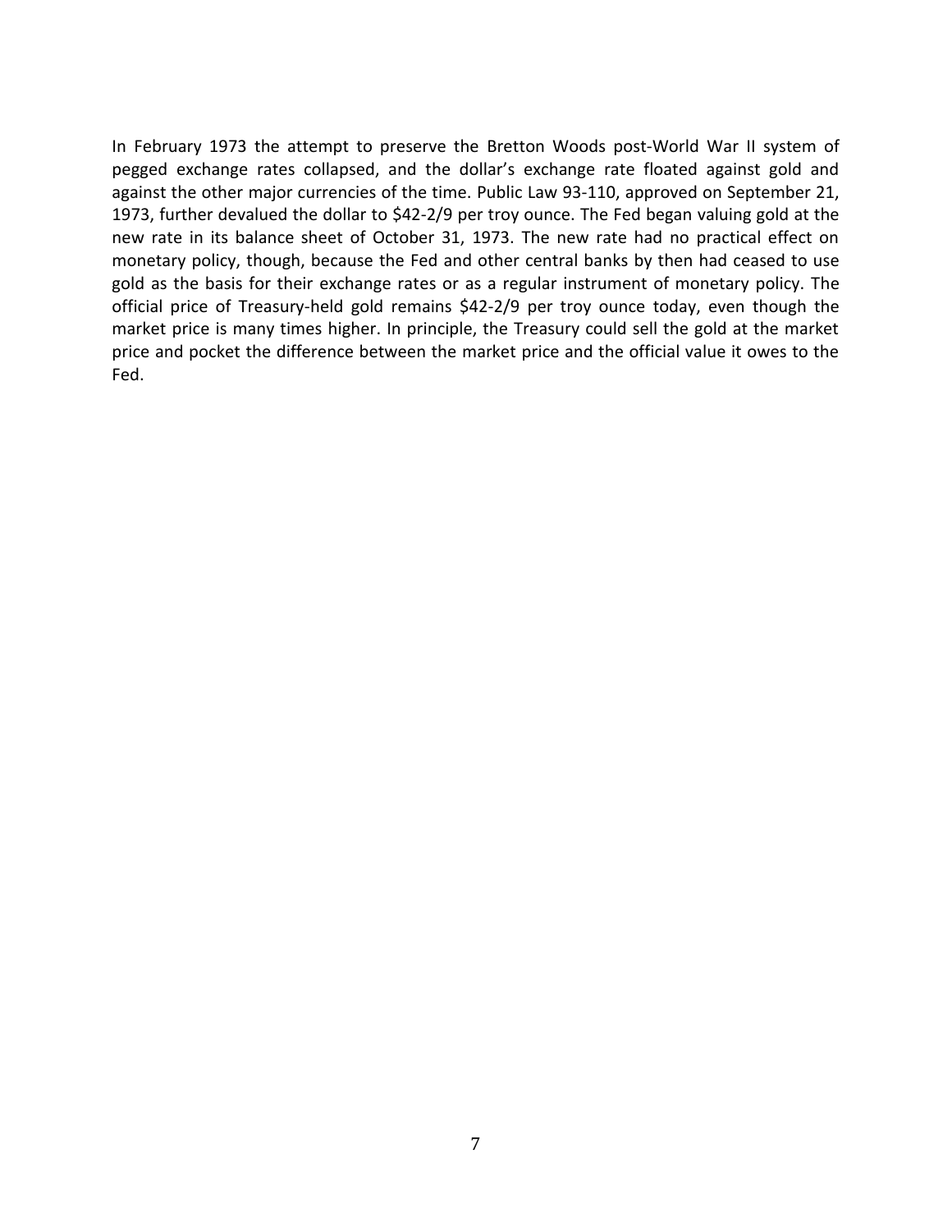In February 1973 the attempt to preserve the Bretton Woods post-World War II system of pegged exchange rates collapsed, and the dollar's exchange rate floated against gold and against the other major currencies of the time. Public Law 93-110, approved on September 21, 1973, further devalued the dollar to $42-2/9 per troy ounce. The Fed began valuing gold at the new rate in its balance sheet of October 31, 1973. The new rate had no practical effect on monetary policy, though, because the Fed and other central banks by then had ceased to use gold as the basis for their exchange rates or as a regular instrument of monetary policy. The official price of Treasury-held gold remains $42-2/9 per troy ounce today, even though the market price is many times higher. In principle, the Treasury could sell the gold at the market price and pocket the difference between the market price and the official value it owes to the Fed.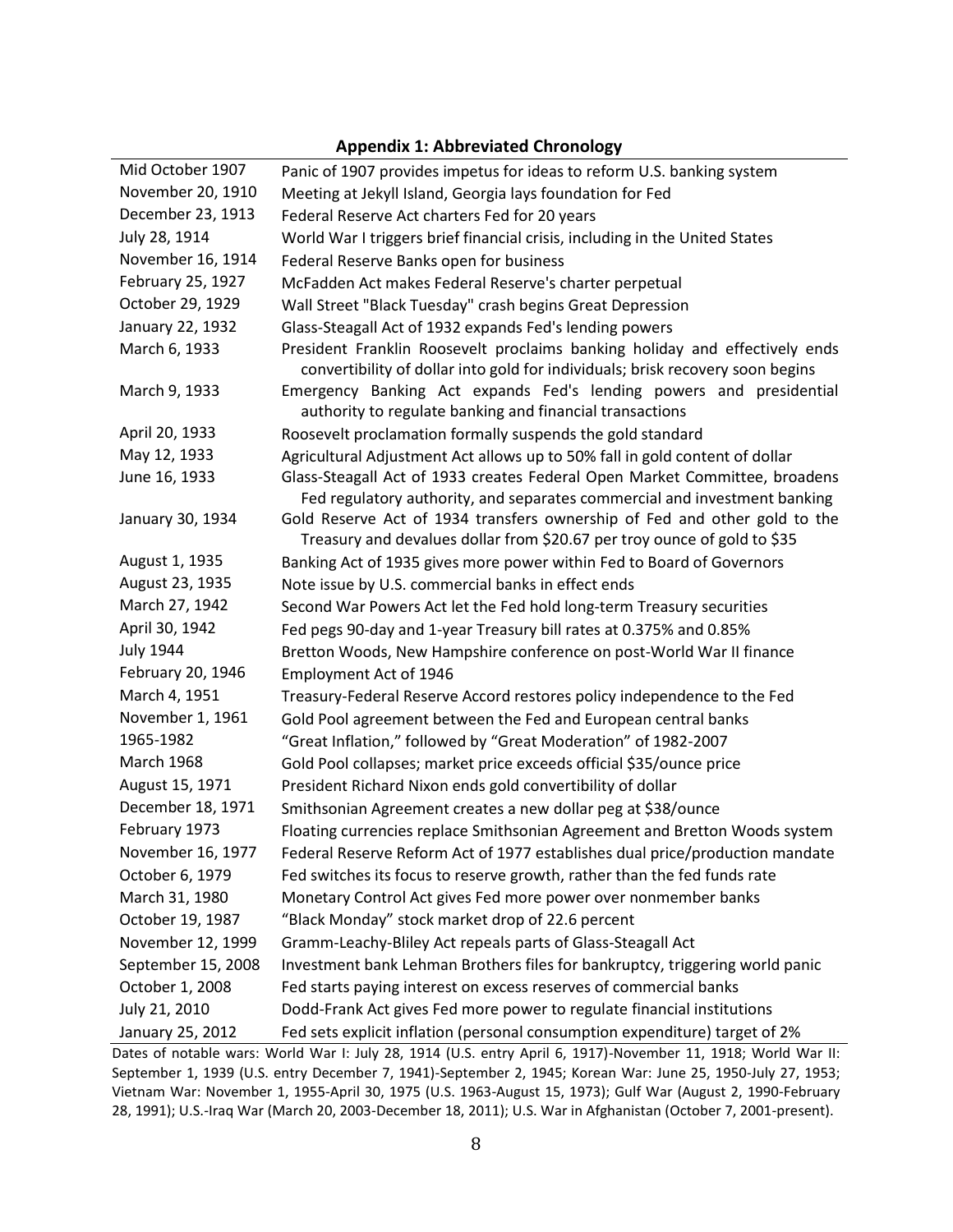**Appendix 1: Abbreviated Chronology**

| | |
|---|---|
| Mid October 1907 | Panic of 1907 provides impetus for ideas to reform U.S. banking system |
| November 20, 1910 | Meeting at Jekyll Island, Georgia lays foundation for Fed |
| December 23, 1913 | Federal Reserve Act charters Fed for 20 years |
| July 28, 1914 | World War I triggers brief financial crisis, including in the United States |
| November 16, 1914 | Federal Reserve Banks open for business |
| February 25, 1927 | McFadden Act makes Federal Reserve's charter perpetual |
| October 29, 1929 | Wall Street "Black Tuesday" crash begins Great Depression |
| January 22, 1932 | Glass-Steagall Act of 1932 expands Fed's lending powers |
| March 6, 1933 | President Franklin Roosevelt proclaims banking holiday and effectively ends convertibility of dollar into gold for individuals; brisk recovery soon begins |
| March 9, 1933 | Emergency Banking Act expands Fed's lending powers and presidential authority to regulate banking and financial transactions |
| April 20, 1933 | Roosevelt proclamation formally suspends the gold standard |
| May 12, 1933 | Agricultural Adjustment Act allows up to 50% fall in gold content of dollar |
| June 16, 1933 | Glass-Steagall Act of 1933 creates Federal Open Market Committee, broadens Fed regulatory authority, and separates commercial and investment banking |
| January 30, 1934 | Gold Reserve Act of 1934 transfers ownership of Fed and other gold to the Treasury and devalues dollar from \$20.67 per troy ounce of gold to \$35 |
| August 1, 1935 | Banking Act of 1935 gives more power within Fed to Board of Governors |
| August 23, 1935 | Note issue by U.S. commercial banks in effect ends |
| March 27, 1942 | Second War Powers Act let the Fed hold long-term Treasury securities |
| April 30, 1942 | Fed pegs 90-day and 1-year Treasury bill rates at 0.375% and 0.85% |
| July 1944 | Bretton Woods, New Hampshire conference on post-World War II finance |
| February 20, 1946 | Employment Act of 1946 |
| March 4, 1951 | Treasury-Federal Reserve Accord restores policy independence to the Fed |
| November 1, 1961 | Gold Pool agreement between the Fed and European central banks |
| 1965-1982 | "Great Inflation," followed by "Great Moderation" of 1982-2007 |
| March 1968 | Gold Pool collapses; market price exceeds official \$35/ounce price |
| August 15, 1971 | President Richard Nixon ends gold convertibility of dollar |
| December 18, 1971 | Smithsonian Agreement creates a new dollar peg at \$38/ounce |
| February 1973 | Floating currencies replace Smithsonian Agreement and Bretton Woods system |
| November 16, 1977 | Federal Reserve Reform Act of 1977 establishes dual price/production mandate |
| October 6, 1979 | Fed switches its focus to reserve growth, rather than the fed funds rate |
| March 31, 1980 | Monetary Control Act gives Fed more power over nonmember banks |
| October 19, 1987 | "Black Monday" stock market drop of 22.6 percent |
| November 12, 1999 | Gramm-Leachy-Bliley Act repeals parts of Glass-Steagall Act |
| September 15, 2008 | Investment bank Lehman Brothers files for bankruptcy, triggering world panic |
| October 1, 2008 | Fed starts paying interest on excess reserves of commercial banks |
| July 21, 2010 | Dodd-Frank Act gives Fed more power to regulate financial institutions |
| January 25, 2012 | Fed sets explicit inflation (personal consumption expenditure) target of 2% |

Dates of notable wars: World War I: July 28, 1914 (U.S. entry April 6, 1917)-November 11, 1918; World War II: September 1, 1939 (U.S. entry December 7, 1941)-September 2, 1945; Korean War: June 25, 1950-July 27, 1953; Vietnam War: November 1, 1955-April 30, 1975 (U.S. 1963-August 15, 1973); Gulf War (August 2, 1990-February 28, 1991); U.S.-Iraq War (March 20, 2003-December 18, 2011); U.S. War in Afghanistan (October 7, 2001-present).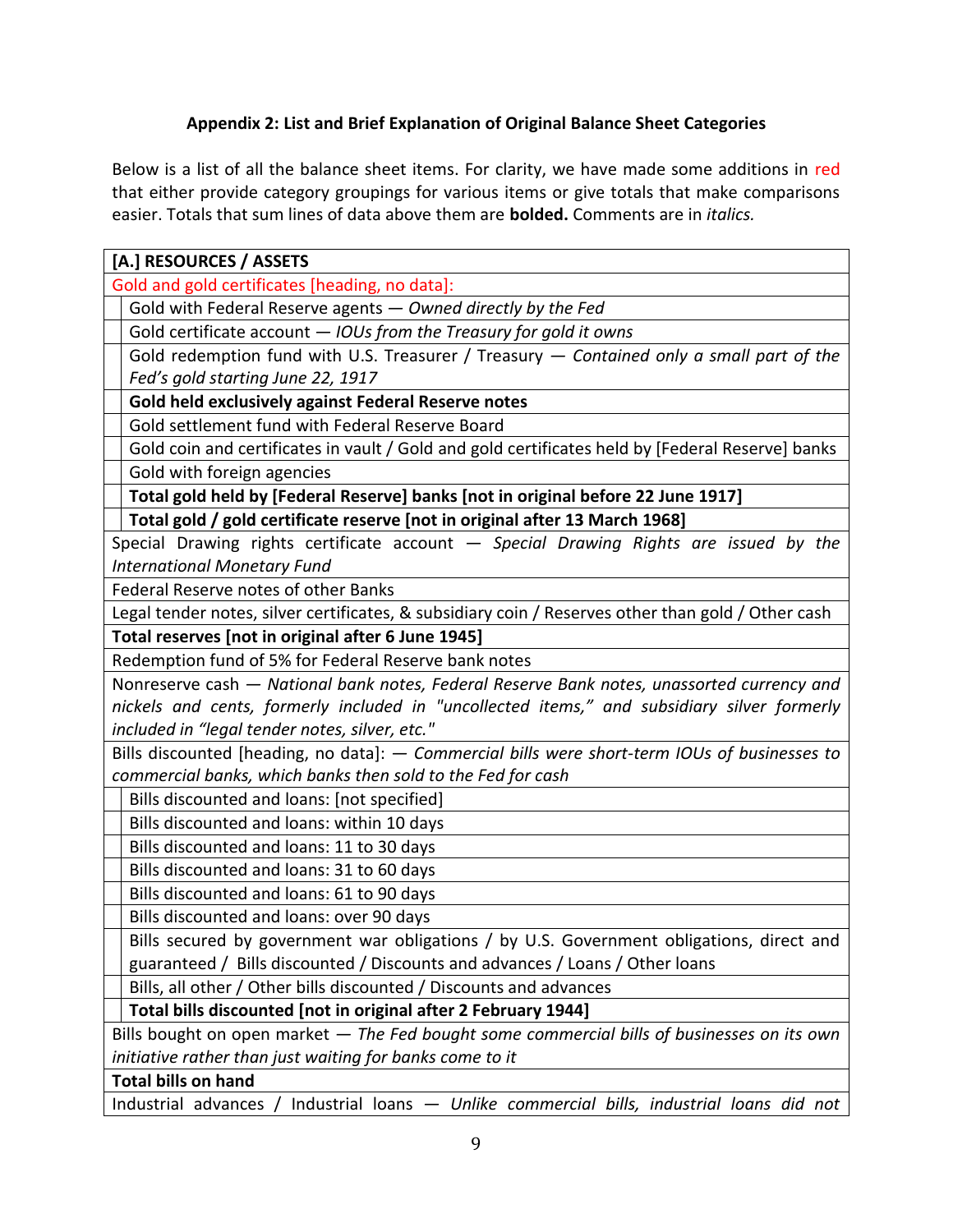**Appendix 2: List and Brief Explanation of Original Balance Sheet Categories**

Below is a list of all the balance sheet items. For clarity, we have made some additions in red that either provide category groupings for various items or give totals that make comparisons easier. Totals that sum lines of data above them are **bolded.** Comments are in *italics.*

| **[A.] RESOURCES / ASSETS** | |
|---|---|
| Gold and gold certificates [heading, no data]: | |
| | Gold with Federal Reserve agents — *Owned directly by the Fed* |
| | Gold certificate account — *IOUs from the Treasury for gold it owns* |
| | Gold redemption fund with U.S. Treasurer / Treasury — *Contained only a small part of the Fed's gold starting June 22, 1917* |
| | **Gold held exclusively against Federal Reserve notes** |
| | Gold settlement fund with Federal Reserve Board |
| | Gold coin and certificates in vault / Gold and gold certificates held by [Federal Reserve] banks |
| | Gold with foreign agencies |
| | **Total gold held by [Federal Reserve] banks [not in original before 22 June 1917]** |
| | **Total gold / gold certificate reserve [not in original after 13 March 1968]** |
| Special Drawing rights certificate account — *Special Drawing Rights are issued by the International Monetary Fund* | |
| Federal Reserve notes of other Banks | |
| Legal tender notes, silver certificates, & subsidiary coin / Reserves other than gold / Other cash | |
| **Total reserves [not in original after 6 June 1945]** | |
| Redemption fund of 5% for Federal Reserve bank notes | |
| Nonreserve cash — *National bank notes, Federal Reserve Bank notes, unassorted currency and nickels and cents, formerly included in "uncollected items," and subsidiary silver formerly included in "legal tender notes, silver, etc."* | |
| Bills discounted [heading, no data]: — *Commercial bills were short-term IOUs of businesses to commercial banks, which banks then sold to the Fed for cash* | |
| | Bills discounted and loans: [not specified] |
| | Bills discounted and loans: within 10 days |
| | Bills discounted and loans: 11 to 30 days |
| | Bills discounted and loans: 31 to 60 days |
| | Bills discounted and loans: 61 to 90 days |
| | Bills discounted and loans: over 90 days |
| | Bills secured by government war obligations / by U.S. Government obligations, direct and guaranteed / Bills discounted / Discounts and advances / Loans / Other loans |
| | Bills, all other / Other bills discounted / Discounts and advances |
| | **Total bills discounted [not in original after 2 February 1944]** |
| Bills bought on open market — *The Fed bought some commercial bills of businesses on its own initiative rather than just waiting for banks come to it* | |
| **Total bills on hand** | |
| Industrial advances / Industrial loans — *Unlike commercial bills, industrial loans did not* | |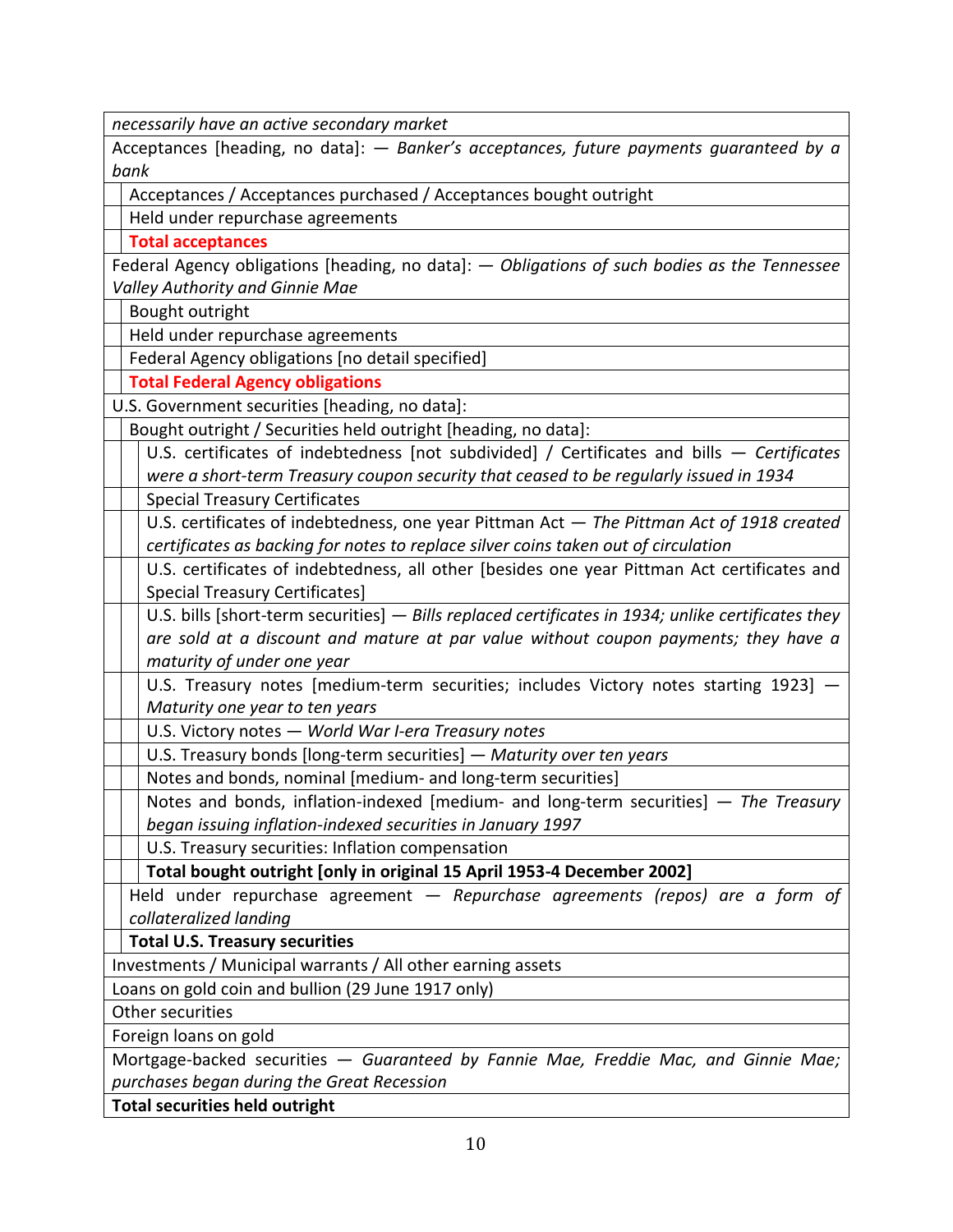| | | |
|---|---|---|
| *necessarily have an active secondary market* | | |
| Acceptances [heading, no data]: — *Banker's acceptances, future payments guaranteed by a bank* | | |
| | Acceptances / Acceptances purchased / Acceptances bought outright | |
| | Held under repurchase agreements | |
| | **Total acceptances** | |
| Federal Agency obligations [heading, no data]: — *Obligations of such bodies as the Tennessee Valley Authority and Ginnie Mae* | | |
| | Bought outright | |
| | Held under repurchase agreements | |
| | Federal Agency obligations [no detail specified] | |
| | **Total Federal Agency obligations** | |
| U.S. Government securities [heading, no data]: | | |
| | Bought outright / Securities held outright [heading, no data]: | |
| | | U.S. certificates of indebtedness [not subdivided] / Certificates and bills — *Certificates were a short-term Treasury coupon security that ceased to be regularly issued in 1934* |
| | | Special Treasury Certificates |
| | | U.S. certificates of indebtedness, one year Pittman Act — *The Pittman Act of 1918 created certificates as backing for notes to replace silver coins taken out of circulation* |
| | | U.S. certificates of indebtedness, all other [besides one year Pittman Act certificates and Special Treasury Certificates] |
| | | U.S. bills [short-term securities] — *Bills replaced certificates in 1934; unlike certificates they are sold at a discount and mature at par value without coupon payments; they have a maturity of under one year* |
| | | U.S. Treasury notes [medium-term securities; includes Victory notes starting 1923] — *Maturity one year to ten years* |
| | | U.S. Victory notes — *World War I-era Treasury notes* |
| | | U.S. Treasury bonds [long-term securities] — *Maturity over ten years* |
| | | Notes and bonds, nominal [medium- and long-term securities] |
| | | Notes and bonds, inflation-indexed [medium- and long-term securities] — *The Treasury began issuing inflation-indexed securities in January 1997* |
| | | U.S. Treasury securities: Inflation compensation |
| | | **Total bought outright [only in original 15 April 1953-4 December 2002]** |
| | Held under repurchase agreement — *Repurchase agreements (repos) are a form of collateralized landing* | |
| | **Total U.S. Treasury securities** | |
| Investments / Municipal warrants / All other earning assets | | |
| Loans on gold coin and bullion (29 June 1917 only) | | |
| Other securities | | |
| Foreign loans on gold | | |
| Mortgage-backed securities — *Guaranteed by Fannie Mae, Freddie Mac, and Ginnie Mae; purchases began during the Great Recession* | | |
| **Total securities held outright** | | |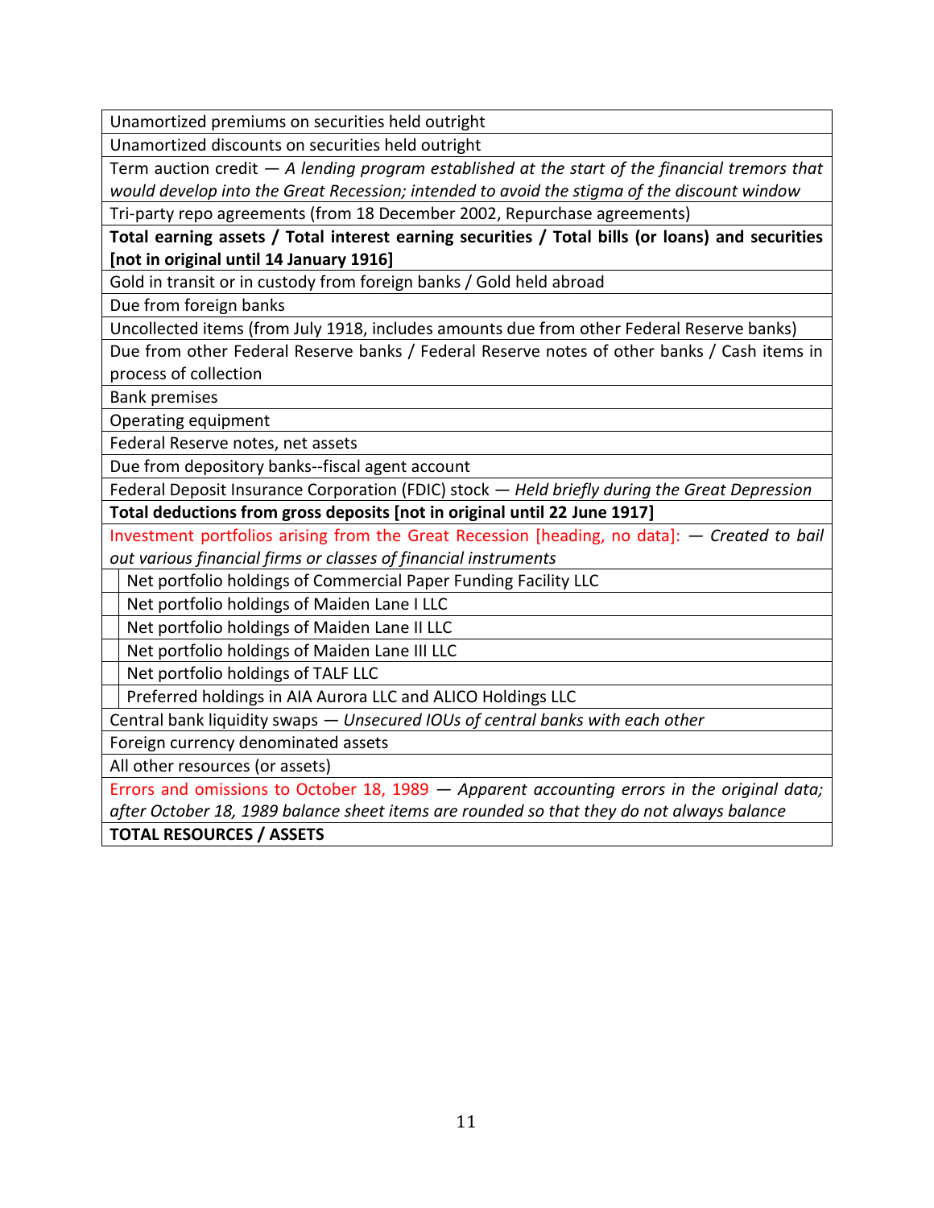| |
|---|
| Unamortized premiums on securities held outright |
| Unamortized discounts on securities held outright |
| Term auction credit — *A lending program established at the start of the financial tremors that would develop into the Great Recession; intended to avoid the stigma of the discount window* |
| Tri-party repo agreements (from 18 December 2002, Repurchase agreements) |
| **Total earning assets / Total interest earning securities / Total bills (or loans) and securities [not in original until 14 January 1916]** |
| Gold in transit or in custody from foreign banks / Gold held abroad |
| Due from foreign banks |
| Uncollected items (from July 1918, includes amounts due from other Federal Reserve banks) |
| Due from other Federal Reserve banks / Federal Reserve notes of other banks / Cash items in process of collection |
| Bank premises |
| Operating equipment |
| Federal Reserve notes, net assets |
| Due from depository banks--fiscal agent account |
| Federal Deposit Insurance Corporation (FDIC) stock — *Held briefly during the Great Depression* |
| **Total deductions from gross deposits [not in original until 22 June 1917]** |
| Investment portfolios arising from the Great Recession [heading, no data]: — *Created to bail out various financial firms or classes of financial instruments* |
| Net portfolio holdings of Commercial Paper Funding Facility LLC |
| Net portfolio holdings of Maiden Lane I LLC |
| Net portfolio holdings of Maiden Lane II LLC |
| Net portfolio holdings of Maiden Lane III LLC |
| Net portfolio holdings of TALF LLC |
| Preferred holdings in AIA Aurora LLC and ALICO Holdings LLC |
| Central bank liquidity swaps — *Unsecured IOUs of central banks with each other* |
| Foreign currency denominated assets |
| All other resources (or assets) |
| Errors and omissions to October 18, 1989 — *Apparent accounting errors in the original data; after October 18, 1989 balance sheet items are rounded so that they do not always balance* |
| **TOTAL RESOURCES / ASSETS** |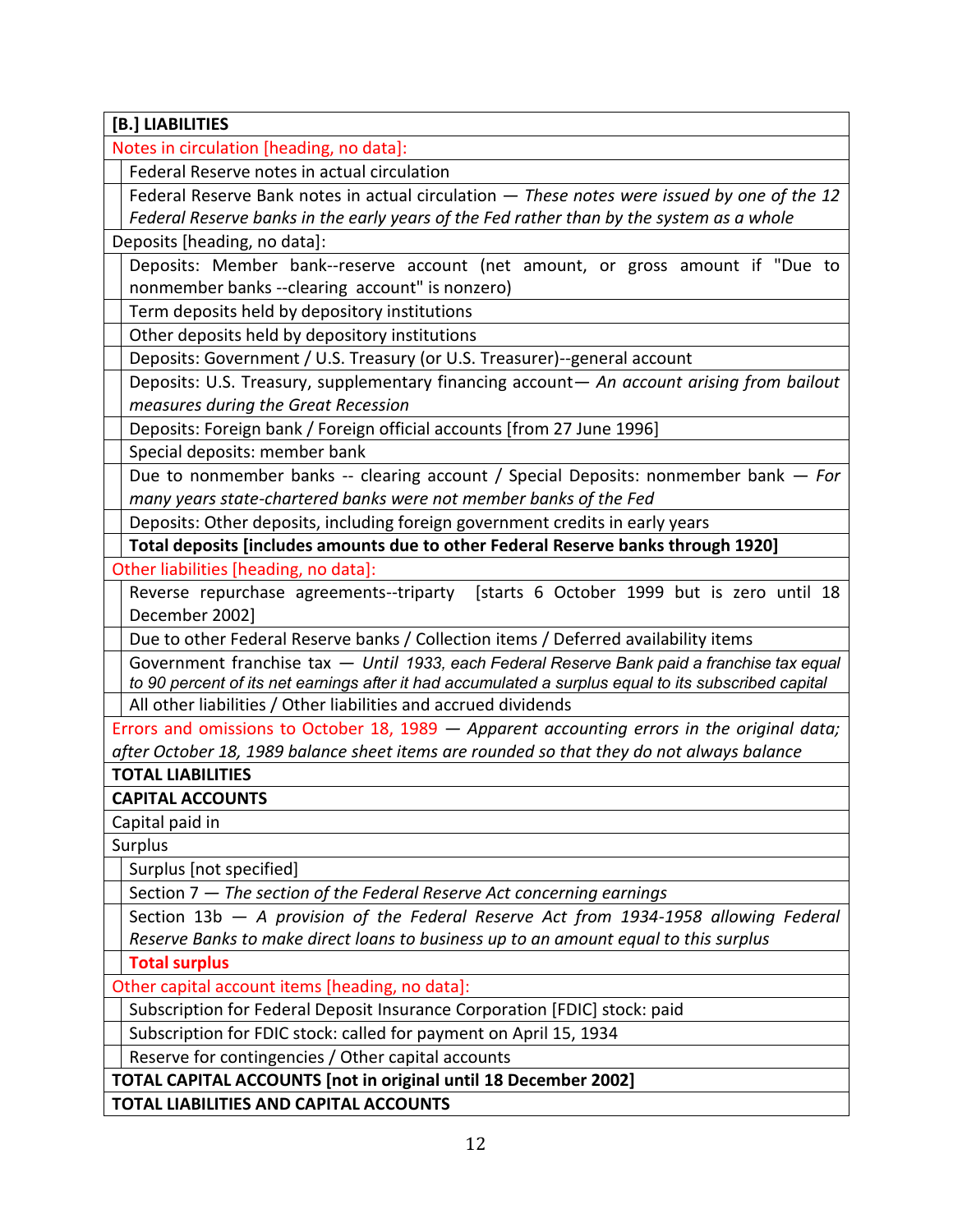| [B.] LIABILITIES | |
|---|---|
| Notes in circulation [heading, no data]: | |
| | Federal Reserve notes in actual circulation |
| | Federal Reserve Bank notes in actual circulation — *These notes were issued by one of the 12 Federal Reserve banks in the early years of the Fed rather than by the system as a whole* |
| Deposits [heading, no data]: | |
| | Deposits: Member bank--reserve account (net amount, or gross amount if "Due to nonmember banks --clearing account" is nonzero) |
| | Term deposits held by depository institutions |
| | Other deposits held by depository institutions |
| | Deposits: Government / U.S. Treasury (or U.S. Treasurer)--general account |
| | Deposits: U.S. Treasury, supplementary financing account— *An account arising from bailout measures during the Great Recession* |
| | Deposits: Foreign bank / Foreign official accounts [from 27 June 1996] |
| | Special deposits: member bank |
| | Due to nonmember banks -- clearing account / Special Deposits: nonmember bank — *For many years state-chartered banks were not member banks of the Fed* |
| | Deposits: Other deposits, including foreign government credits in early years |
| | **Total deposits [includes amounts due to other Federal Reserve banks through 1920]** |
| Other liabilities [heading, no data]: | |
| | Reverse repurchase agreements--triparty [starts 6 October 1999 but is zero until 18 December 2002] |
| | Due to other Federal Reserve banks / Collection items / Deferred availability items |
| | Government franchise tax — *Until 1933, each Federal Reserve Bank paid a franchise tax equal to 90 percent of its net earnings after it had accumulated a surplus equal to its subscribed capital* |
| | All other liabilities / Other liabilities and accrued dividends |
| Errors and omissions to October 18, 1989 — *Apparent accounting errors in the original data; after October 18, 1989 balance sheet items are rounded so that they do not always balance* | |
| **TOTAL LIABILITIES** | |
| **CAPITAL ACCOUNTS** | |
| Capital paid in | |
| Surplus | |
| | Surplus [not specified] |
| | Section 7 — *The section of the Federal Reserve Act concerning earnings* |
| | Section 13b — *A provision of the Federal Reserve Act from 1934-1958 allowing Federal Reserve Banks to make direct loans to business up to an amount equal to this surplus* |
| | **Total surplus** |
| Other capital account items [heading, no data]: | |
| | Subscription for Federal Deposit Insurance Corporation [FDIC] stock: paid |
| | Subscription for FDIC stock: called for payment on April 15, 1934 |
| | Reserve for contingencies / Other capital accounts |
| **TOTAL CAPITAL ACCOUNTS [not in original until 18 December 2002]** | |
| **TOTAL LIABILITIES AND CAPITAL ACCOUNTS** | |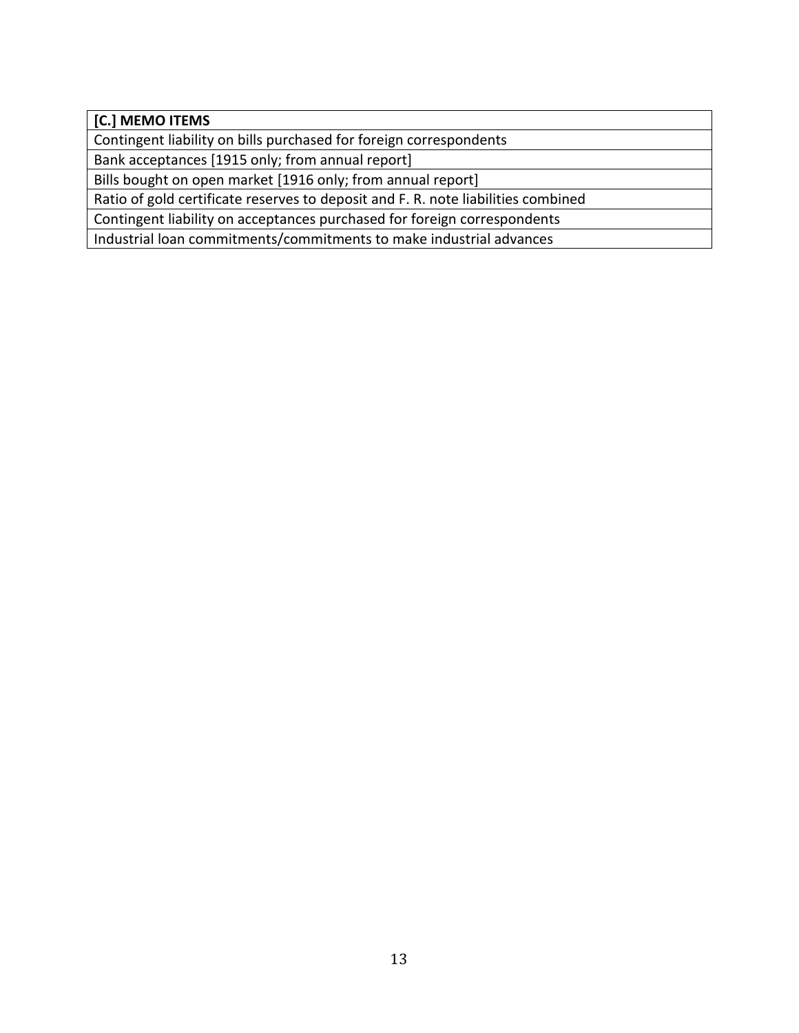| [C.] MEMO ITEMS |
| --- |
| Contingent liability on bills purchased for foreign correspondents |
| Bank acceptances [1915 only; from annual report] |
| Bills bought on open market [1916 only; from annual report] |
| Ratio of gold certificate reserves to deposit and F. R. note liabilities combined |
| Contingent liability on acceptances purchased for foreign correspondents |
| Industrial loan commitments/commitments to make industrial advances |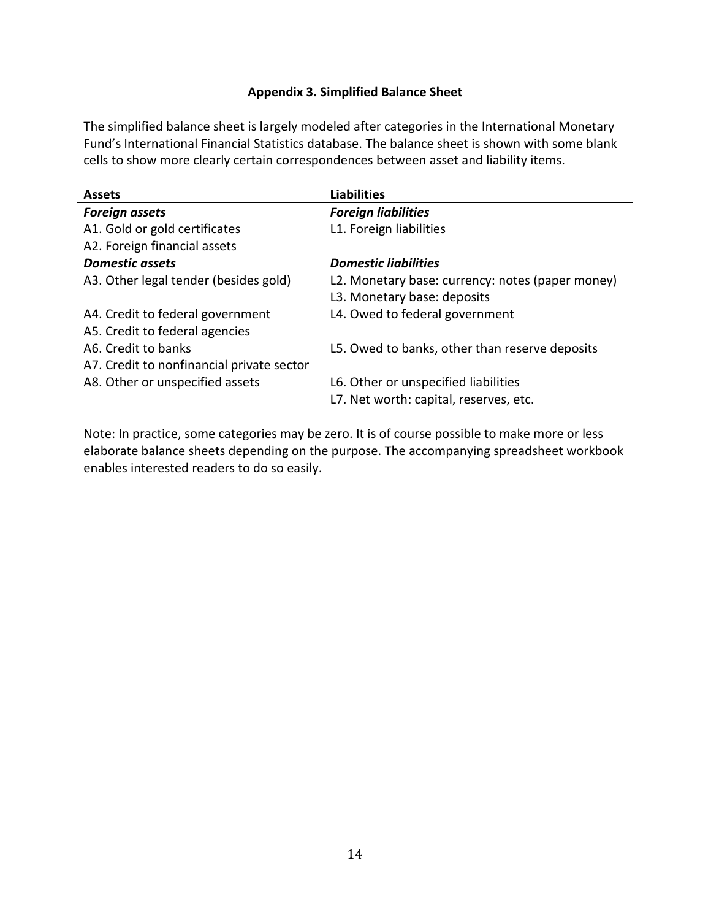### Appendix 3. Simplified Balance Sheet

The simplified balance sheet is largely modeled after categories in the International Monetary Fund's International Financial Statistics database. The balance sheet is shown with some blank cells to show more clearly certain correspondences between asset and liability items.

| Assets | Liabilities |
|---|---|
| ***Foreign assets*** | ***Foreign liabilities*** |
| A1. Gold or gold certificates | L1. Foreign liabilities |
| A2. Foreign financial assets | |
| ***Domestic assets*** | ***Domestic liabilities*** |
| A3. Other legal tender (besides gold) | L2. Monetary base: currency: notes (paper money) |
| | L3. Monetary base: deposits |
| A4. Credit to federal government | L4. Owed to federal government |
| A5. Credit to federal agencies | |
| A6. Credit to banks | L5. Owed to banks, other than reserve deposits |
| A7. Credit to nonfinancial private sector | |
| A8. Other or unspecified assets | L6. Other or unspecified liabilities |
| | L7. Net worth: capital, reserves, etc. |

Note: In practice, some categories may be zero. It is of course possible to make more or less elaborate balance sheets depending on the purpose. The accompanying spreadsheet workbook enables interested readers to do so easily.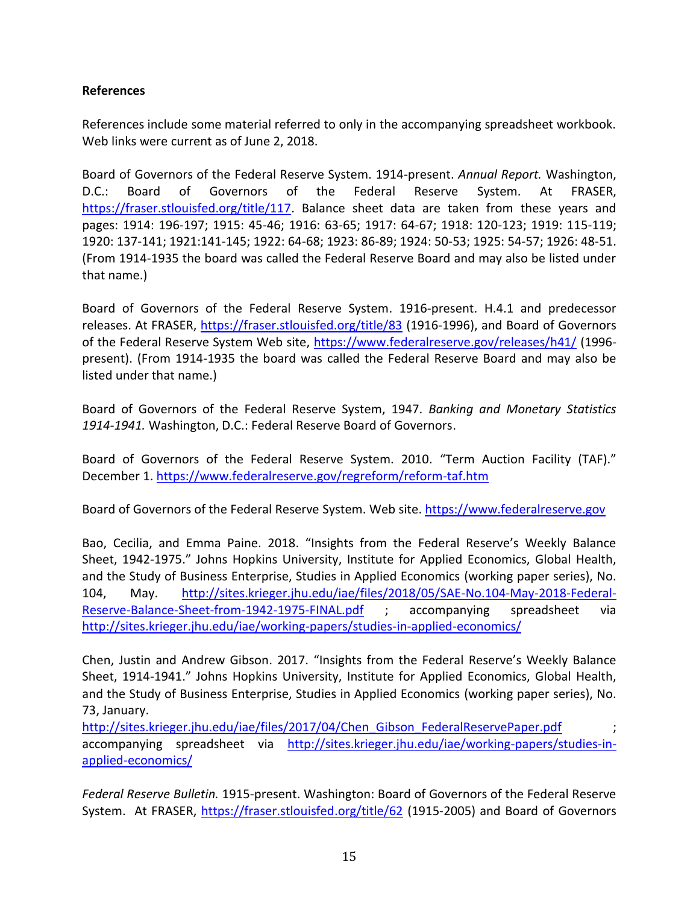**References**

References include some material referred to only in the accompanying spreadsheet workbook. Web links were current as of June 2, 2018.

Board of Governors of the Federal Reserve System. 1914-present. *Annual Report.* Washington, D.C.: Board of Governors of the Federal Reserve System. At FRASER, https://fraser.stlouisfed.org/title/117. Balance sheet data are taken from these years and pages: 1914: 196-197; 1915: 45-46; 1916: 63-65; 1917: 64-67; 1918: 120-123; 1919: 115-119; 1920: 137-141; 1921:141-145; 1922: 64-68; 1923: 86-89; 1924: 50-53; 1925: 54-57; 1926: 48-51. (From 1914-1935 the board was called the Federal Reserve Board and may also be listed under that name.)

Board of Governors of the Federal Reserve System. 1916-present. H.4.1 and predecessor releases. At FRASER, https://fraser.stlouisfed.org/title/83 (1916-1996), and Board of Governors of the Federal Reserve System Web site, https://www.federalreserve.gov/releases/h41/ (1996-present). (From 1914-1935 the board was called the Federal Reserve Board and may also be listed under that name.)

Board of Governors of the Federal Reserve System, 1947. *Banking and Monetary Statistics 1914-1941.* Washington, D.C.: Federal Reserve Board of Governors.

Board of Governors of the Federal Reserve System. 2010. "Term Auction Facility (TAF)." December 1. https://www.federalreserve.gov/regreform/reform-taf.htm

Board of Governors of the Federal Reserve System. Web site. https://www.federalreserve.gov

Bao, Cecilia, and Emma Paine. 2018. "Insights from the Federal Reserve's Weekly Balance Sheet, 1942-1975." Johns Hopkins University, Institute for Applied Economics, Global Health, and the Study of Business Enterprise, Studies in Applied Economics (working paper series), No. 104, May. http://sites.krieger.jhu.edu/iae/files/2018/05/SAE-No.104-May-2018-Federal-Reserve-Balance-Sheet-from-1942-1975-FINAL.pdf ; accompanying spreadsheet via http://sites.krieger.jhu.edu/iae/working-papers/studies-in-applied-economics/

Chen, Justin and Andrew Gibson. 2017. "Insights from the Federal Reserve's Weekly Balance Sheet, 1914-1941." Johns Hopkins University, Institute for Applied Economics, Global Health, and the Study of Business Enterprise, Studies in Applied Economics (working paper series), No. 73, January.
http://sites.krieger.jhu.edu/iae/files/2017/04/Chen_Gibson_FederalReservePaper.pdf ; accompanying spreadsheet via http://sites.krieger.jhu.edu/iae/working-papers/studies-in-applied-economics/

*Federal Reserve Bulletin.* 1915-present. Washington: Board of Governors of the Federal Reserve System. At FRASER, https://fraser.stlouisfed.org/title/62 (1915-2005) and Board of Governors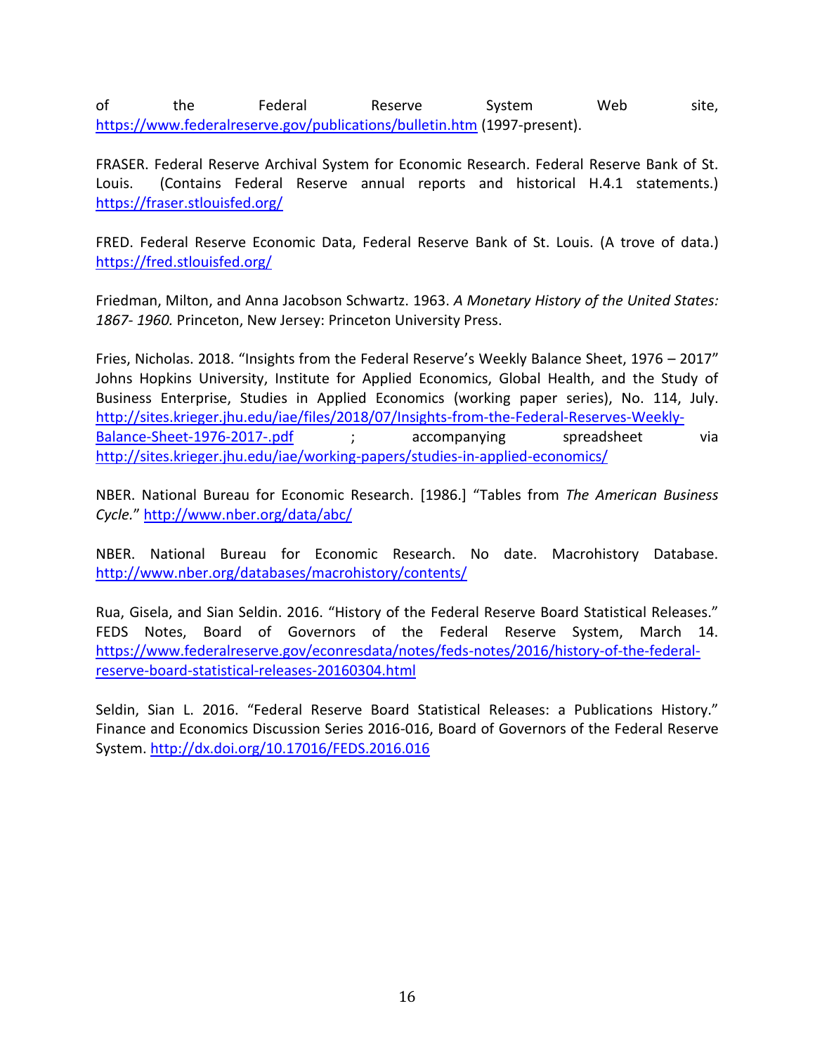of the Federal Reserve System Web site, https://www.federalreserve.gov/publications/bulletin.htm (1997-present).

FRASER. Federal Reserve Archival System for Economic Research. Federal Reserve Bank of St. Louis. (Contains Federal Reserve annual reports and historical H.4.1 statements.) https://fraser.stlouisfed.org/

FRED. Federal Reserve Economic Data, Federal Reserve Bank of St. Louis. (A trove of data.) https://fred.stlouisfed.org/

Friedman, Milton, and Anna Jacobson Schwartz. 1963. *A Monetary History of the United States: 1867- 1960.* Princeton, New Jersey: Princeton University Press.

Fries, Nicholas. 2018. "Insights from the Federal Reserve's Weekly Balance Sheet, 1976 – 2017" Johns Hopkins University, Institute for Applied Economics, Global Health, and the Study of Business Enterprise, Studies in Applied Economics (working paper series), No. 114, July. http://sites.krieger.jhu.edu/iae/files/2018/07/Insights-from-the-Federal-Reserves-Weekly-Balance-Sheet-1976-2017-.pdf ; accompanying spreadsheet via http://sites.krieger.jhu.edu/iae/working-papers/studies-in-applied-economics/

NBER. National Bureau for Economic Research. [1986.] "Tables from *The American Business Cycle*." http://www.nber.org/data/abc/

NBER. National Bureau for Economic Research. No date. Macrohistory Database. http://www.nber.org/databases/macrohistory/contents/

Rua, Gisela, and Sian Seldin. 2016. "History of the Federal Reserve Board Statistical Releases." FEDS Notes, Board of Governors of the Federal Reserve System, March 14. https://www.federalreserve.gov/econresdata/notes/feds-notes/2016/history-of-the-federal-reserve-board-statistical-releases-20160304.html

Seldin, Sian L. 2016. "Federal Reserve Board Statistical Releases: a Publications History." Finance and Economics Discussion Series 2016-016, Board of Governors of the Federal Reserve System. http://dx.doi.org/10.17016/FEDS.2016.016